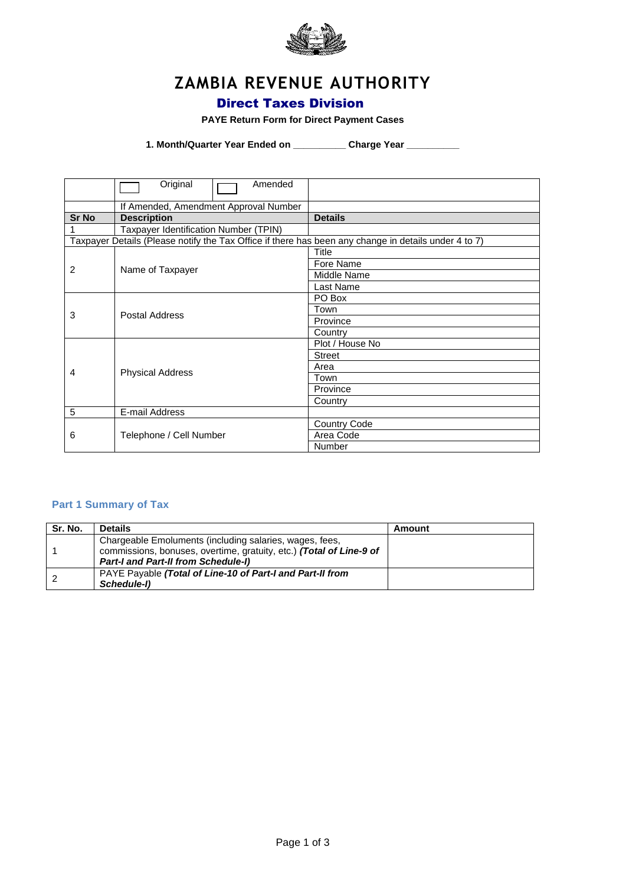# ZAMBIA REVENUE AUTHORITY

## Direct Taxes Division

**PAYE Return Form for Direct Payment Cases**

**1. Month/Quarter Year Ended on __________ Charge Year __________**

| | ☐ Original ☐ Amended | |
|---|---|---|
| | If Amended, Amendment Approval Number | |
| **Sr No** | **Description** | **Details** |
| 1 | Taxpayer Identification Number (TPIN) | |
| Taxpayer Details (Please notify the Tax Office if there has been any change in details under 4 to 7) | | |
| 2 | Name of Taxpayer | Title |
| | | Fore Name |
| | | Middle Name |
| | | Last Name |
| 3 | Postal Address | PO Box |
| | | Town |
| | | Province |
| | | Country |
| 4 | Physical Address | Plot / House No |
| | | Street |
| | | Area |
| | | Town |
| | | Province |
| | | Country |
| 5 | E-mail Address | |
| 6 | Telephone / Cell Number | Country Code |
| | | Area Code |
| | | Number |

### Part 1 Summary of Tax

| Sr. No. | Details | Amount |
|---|---|---|
| 1 | Chargeable Emoluments (including salaries, wages, fees, commissions, bonuses, overtime, gratuity, etc.) ***(Total of Line-9 of Part-I and Part-II from Schedule-I)*** | |
| 2 | PAYE Payable ***(Total of Line-10 of Part-I and Part-II from Schedule-I)*** | |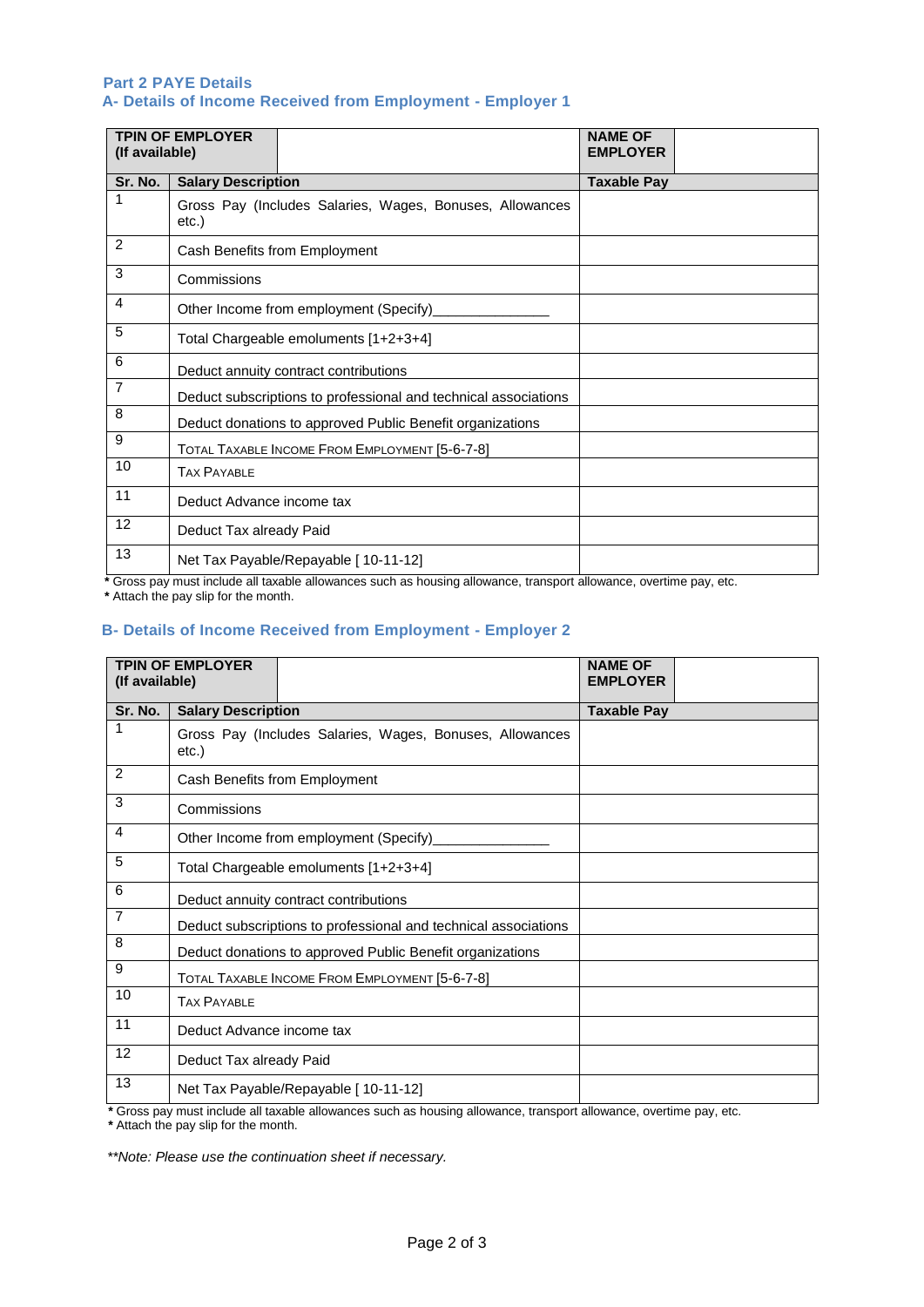## Part 2 PAYE Details

### A- Details of Income Received from Employment - Employer 1

| **TPIN OF EMPLOYER (If available)** | | **NAME OF EMPLOYER** | |
|---|---|---|---|

| **Sr. No.** | **Salary Description** | **Taxable Pay** |
|---|---|---|
| 1 | Gross Pay (Includes Salaries, Wages, Bonuses, Allowances etc.) | |
| 2 | Cash Benefits from Employment | |
| 3 | Commissions | |
| 4 | Other Income from employment (Specify)_______________ | |
| 5 | Total Chargeable emoluments [1+2+3+4] | |
| 6 | Deduct annuity contract contributions | |
| 7 | Deduct subscriptions to professional and technical associations | |
| 8 | Deduct donations to approved Public Benefit organizations | |
| 9 | TOTAL TAXABLE INCOME FROM EMPLOYMENT [5-6-7-8] | |
| 10 | TAX PAYABLE | |
| 11 | Deduct Advance income tax | |
| 12 | Deduct Tax already Paid | |
| 13 | Net Tax Payable/Repayable [ 10-11-12] | |

**\*** Gross pay must include all taxable allowances such as housing allowance, transport allowance, overtime pay, etc.
**\*** Attach the pay slip for the month.

### B- Details of Income Received from Employment - Employer 2

| **TPIN OF EMPLOYER (If available)** | | **NAME OF EMPLOYER** | |
|---|---|---|---|

| **Sr. No.** | **Salary Description** | **Taxable Pay** |
|---|---|---|
| 1 | Gross Pay (Includes Salaries, Wages, Bonuses, Allowances etc.) | |
| 2 | Cash Benefits from Employment | |
| 3 | Commissions | |
| 4 | Other Income from employment (Specify)_______________ | |
| 5 | Total Chargeable emoluments [1+2+3+4] | |
| 6 | Deduct annuity contract contributions | |
| 7 | Deduct subscriptions to professional and technical associations | |
| 8 | Deduct donations to approved Public Benefit organizations | |
| 9 | TOTAL TAXABLE INCOME FROM EMPLOYMENT [5-6-7-8] | |
| 10 | TAX PAYABLE | |
| 11 | Deduct Advance income tax | |
| 12 | Deduct Tax already Paid | |
| 13 | Net Tax Payable/Repayable [ 10-11-12] | |

**\*** Gross pay must include all taxable allowances such as housing allowance, transport allowance, overtime pay, etc.
**\*** Attach the pay slip for the month.

*\*\*Note: Please use the continuation sheet if necessary.*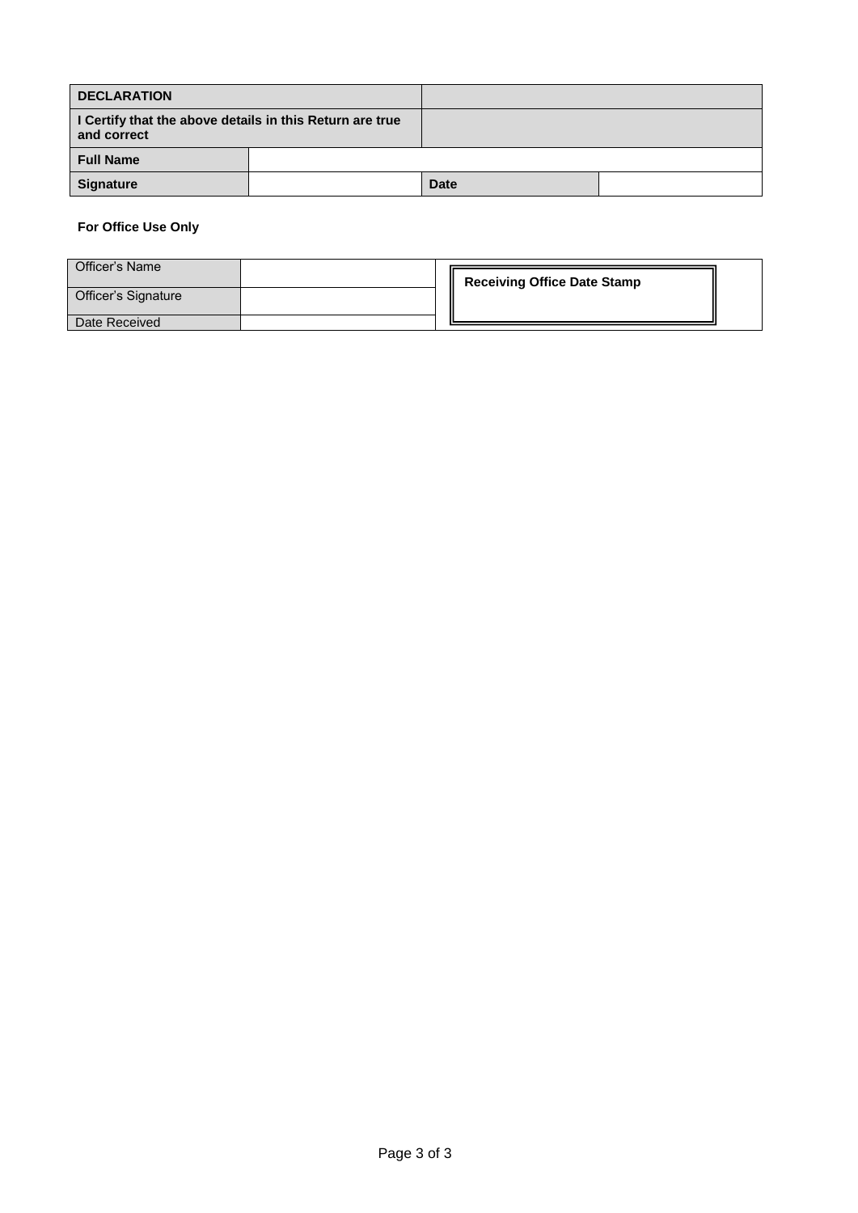| | | | |
|---|---|---|---|
| **DECLARATION** | | | |
| **I Certify that the above details in this Return are true and correct** | | | |
| **Full Name** | | | |
| **Signature** | | **Date** | |

**For Office Use Only**

| | | |
|---|---|---|
| Officer's Name | | **Receiving Office Date Stamp** |
| Officer's Signature | | |
| Date Received | | |